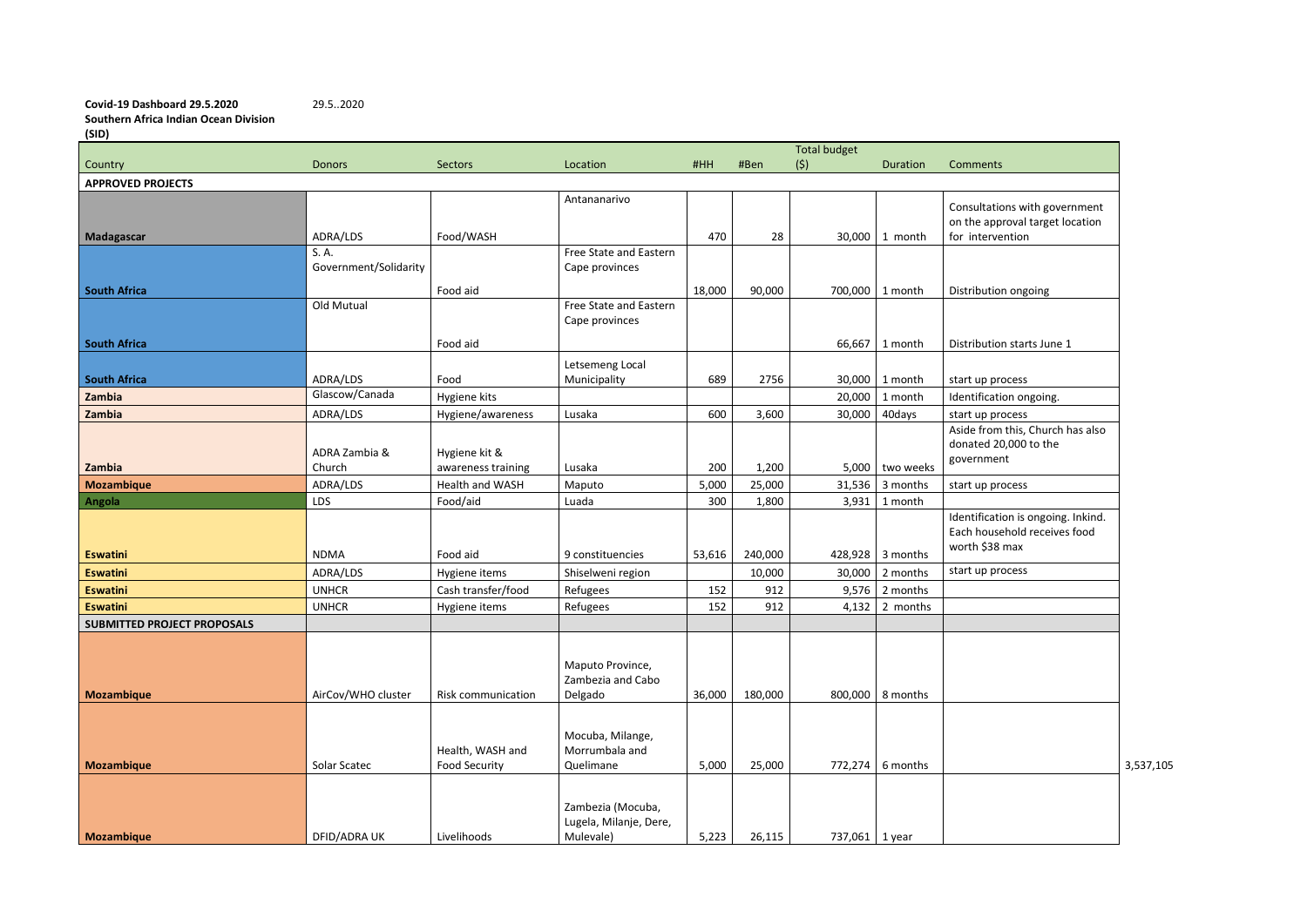**Covid-19 Dashboard 29.5.2020** 29.5..2020

**Southern Africa Indian Ocean Division (SID)**

| Country | Donors | Sectors | Location | #HH | #Ben | Total budget ($) | Duration | Comments | |
|---|---|---|---|---|---|---|---|---|---|
| **APPROVED PROJECTS** | | | | | | | | | |
| **Madagascar** | ADRA/LDS | Food/WASH | Antananarivo | 470 | 28 | 30,000 | 1 month | Consultations with government on the approval target location for intervention | |
| **South Africa** | S. A. Government/Solidarity | Food aid | Free State and Eastern Cape provinces | 18,000 | 90,000 | 700,000 | 1 month | Distribution ongoing | |
| **South Africa** | Old Mutual | Food aid | Free State and Eastern Cape provinces | | | 66,667 | 1 month | Distribution starts June 1 | |
| **South Africa** | ADRA/LDS | Food | Letsemeng Local Municipality | 689 | 2756 | 30,000 | 1 month | start up process | |
| **Zambia** | Glascow/Canada | Hygiene kits | | | | 20,000 | 1 month | Identification ongoing. | |
| **Zambia** | ADRA/LDS | Hygiene/awareness | Lusaka | 600 | 3,600 | 30,000 | 40days | start up process | |
| **Zambia** | ADRA Zambia & Church | Hygiene kit & awareness training | Lusaka | 200 | 1,200 | 5,000 | two weeks | Aside from this, Church has also donated 20,000 to the government | |
| **Mozambique** | ADRA/LDS | Health and WASH | Maputo | 5,000 | 25,000 | 31,536 | 3 months | start up process | |
| **Angola** | LDS | Food/aid | Luada | 300 | 1,800 | 3,931 | 1 month | | |
| **Eswatini** | NDMA | Food aid | 9 constituencies | 53,616 | 240,000 | 428,928 | 3 months | Identification is ongoing. Inkind. Each household receives food worth $38 max | |
| **Eswatini** | ADRA/LDS | Hygiene items | Shiselweni region | | 10,000 | 30,000 | 2 months | start up process | |
| **Eswatini** | UNHCR | Cash transfer/food | Refugees | 152 | 912 | 9,576 | 2 months | | |
| **Eswatini** | UNHCR | Hygiene items | Refugees | 152 | 912 | 4,132 | 2 months | | |
| **SUBMITTED PROJECT PROPOSALS** | | | | | | | | | |
| **Mozambique** | AirCov/WHO cluster | Risk communication | Maputo Province, Zambezia and Cabo Delgado | 36,000 | 180,000 | 800,000 | 8 months | | |
| **Mozambique** | Solar Scatec | Health, WASH and Food Security | Mocuba, Milange, Morrumbala and Quelimane | 5,000 | 25,000 | 772,274 | 6 months | | 3,537,105 |
| **Mozambique** | DFID/ADRA UK | Livelihoods | Zambezia (Mocuba, Lugela, Milanje, Dere, Mulevale) | 5,223 | 26,115 | 737,061 | 1 year | | |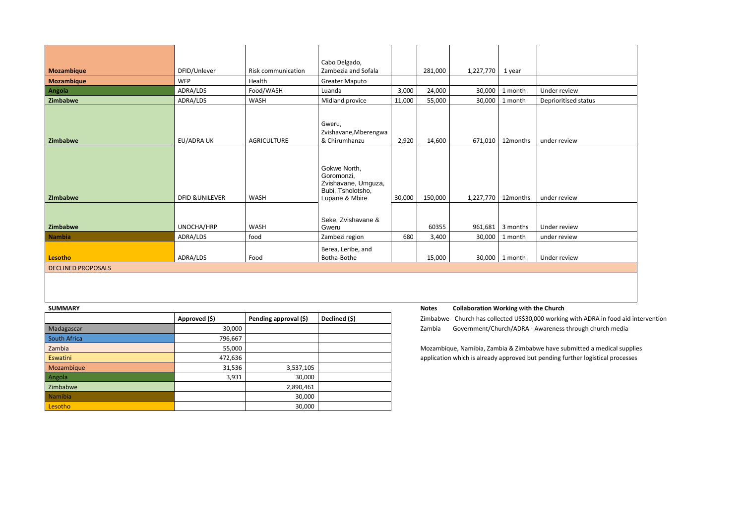| | | | | | | | | |
|---|---|---|---|---|---|---|---|---|
| **Mozambique** | DFID/Unlever | Risk communication | Cabo Delgado, Zambezia and Sofala | | 281,000 | 1,227,770 | 1 year | |
| **Mozambique** | WFP | Health | Greater Maputo | | | | | |
| **Angola** | ADRA/LDS | Food/WASH | Luanda | 3,000 | 24,000 | 30,000 | 1 month | Under review |
| **Zimbabwe** | ADRA/LDS | WASH | Midland provice | 11,000 | 55,000 | 30,000 | 1 month | Deprioritised status |
| **Zimbabwe** | EU/ADRA UK | AGRICULTURE | Gweru, Zvishavane,Mberengwa & Chirumhanzu | 2,920 | 14,600 | 671,010 | 12months | under review |
| **ZImbabwe** | DFID &UNILEVER | WASH | Gokwe North, Goromonzi, Zvishavane, Umguza, Bubi, Tsholotsho, Lupane & Mbire | 30,000 | 150,000 | 1,227,770 | 12months | under review |
| **Zimbabwe** | UNOCHA/HRP | WASH | Seke, Zvishavane & Gweru | | 60355 | 961,681 | 3 months | Under review |
| **Nambia** | ADRA/LDS | food | Zambezi region | 680 | 3,400 | 30,000 | 1 month | under review |
| **Lesotho** | ADRA/LDS | Food | Berea, Leribe, and Botha-Bothe | | 15,000 | 30,000 | 1 month | Under review |
| DECLINED PROPOSALS | | | | | | | | |

**SUMMARY**

| | Approved ($) | Pending approval ($) | Declined ($) |
|---|---|---|---|
| Madagascar | 30,000 | | |
| South Africa | 796,667 | | |
| Zambia | 55,000 | | |
| Eswatini | 472,636 | | |
| Mozambique | 31,536 | 3,537,105 | |
| Angola | 3,931 | 30,000 | |
| Zimbabwe | | 2,890,461 | |
| Namibia | | 30,000 | |
| Lesotho | | 30,000 | |

**Notes** **Collaboration Working with the Church**

Zimbabwe- Church has collected US$30,000 working with ADRA in food aid intervention

Zambia Government/Church/ADRA - Awareness through church media

Mozambique, Namibia, Zambia & Zimbabwe have submitted a medical supplies application which is already approved but pending further logistical processes